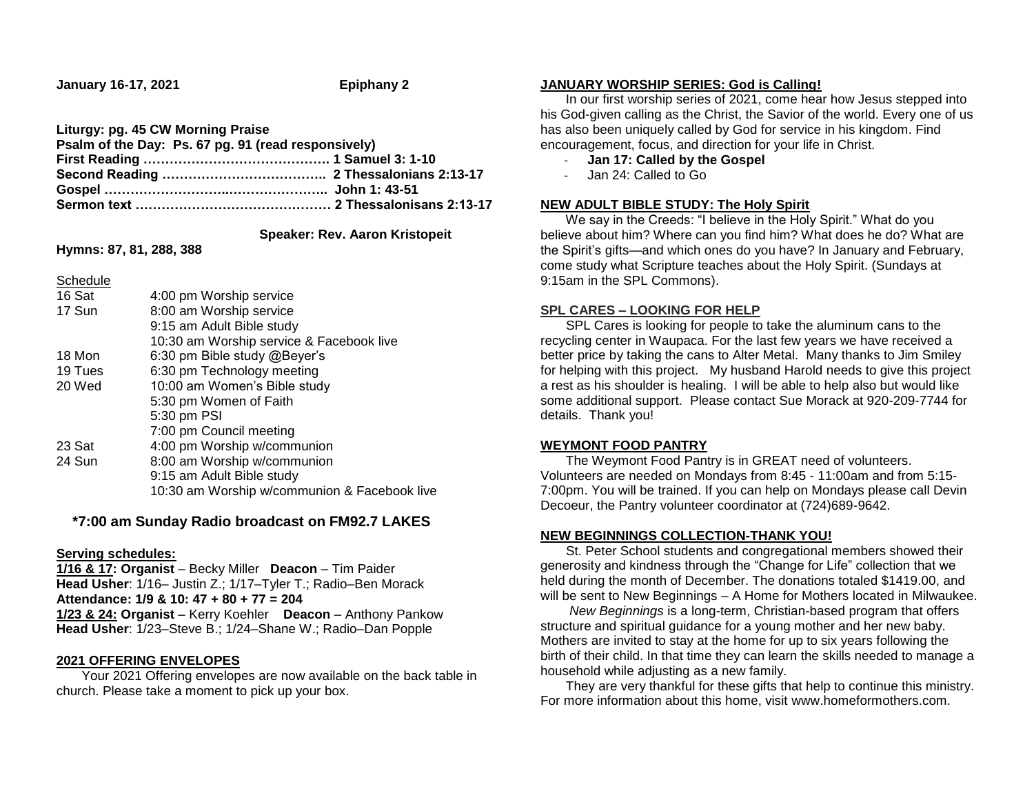**January 16-17, 2021** **Epiphany 2**

**Liturgy: pg. 45 CW Morning Praise**
**Psalm of the Day: Ps. 67 pg. 91 (read responsively)**
**First Reading ……………………………………. 1 Samuel 3: 1-10**
**Second Reading ……………………………….. 2 Thessalonians 2:13-17**
**Gospel ………………………..………………….. John 1: 43-51**
**Sermon text ……………………………………… 2 Thessalonisans 2:13-17**

**Speaker: Rev. Aaron Kristopeit**

**Hymns: 87, 81, 288, 388**

Schedule

| | |
|---|---|
| 16 Sat | 4:00 pm Worship service |
| 17 Sun | 8:00 am Worship service |
| | 9:15 am Adult Bible study |
| | 10:30 am Worship service & Facebook live |
| 18 Mon | 6:30 pm Bible study @Beyer's |
| 19 Tues | 6:30 pm Technology meeting |
| 20 Wed | 10:00 am Women's Bible study |
| | 5:30 pm Women of Faith |
| | 5:30 pm PSI |
| | 7:00 pm Council meeting |
| 23 Sat | 4:00 pm Worship w/communion |
| 24 Sun | 8:00 am Worship w/communion |
| | 9:15 am Adult Bible study |
| | 10:30 am Worship w/communion & Facebook live |

**\*7:00 am Sunday Radio broadcast on FM92.7 LAKES**

**Serving schedules:**
**1/16 & 17: Organist** – Becky Miller **Deacon** – Tim Paider
**Head Usher**: 1/16– Justin Z.; 1/17–Tyler T.; Radio–Ben Morack
**Attendance: 1/9 & 10: 47 + 80 + 77 = 204**
**1/23 & 24: Organist** – Kerry Koehler **Deacon** – Anthony Pankow
**Head Usher**: 1/23–Steve B.; 1/24–Shane W.; Radio–Dan Popple

## 2021 OFFERING ENVELOPES

Your 2021 Offering envelopes are now available on the back table in church. Please take a moment to pick up your box.

## JANUARY WORSHIP SERIES: God is Calling!

In our first worship series of 2021, come hear how Jesus stepped into his God-given calling as the Christ, the Savior of the world. Every one of us has also been uniquely called by God for service in his kingdom. Find encouragement, focus, and direction for your life in Christ.

- **Jan 17: Called by the Gospel**
- Jan 24: Called to Go

## NEW ADULT BIBLE STUDY: The Holy Spirit

We say in the Creeds: "I believe in the Holy Spirit." What do you believe about him? Where can you find him? What does he do? What are the Spirit's gifts—and which ones do you have? In January and February, come study what Scripture teaches about the Holy Spirit. (Sundays at 9:15am in the SPL Commons).

## SPL CARES – LOOKING FOR HELP

SPL Cares is looking for people to take the aluminum cans to the recycling center in Waupaca. For the last few years we have received a better price by taking the cans to Alter Metal. Many thanks to Jim Smiley for helping with this project. My husband Harold needs to give this project a rest as his shoulder is healing. I will be able to help also but would like some additional support. Please contact Sue Morack at 920-209-7744 for details. Thank you!

## WEYMONT FOOD PANTRY

The Weymont Food Pantry is in GREAT need of volunteers. Volunteers are needed on Mondays from 8:45 - 11:00am and from 5:15-7:00pm. You will be trained. If you can help on Mondays please call Devin Decoeur, the Pantry volunteer coordinator at (724)689-9642.

## NEW BEGINNINGS COLLECTION-THANK YOU!

St. Peter School students and congregational members showed their generosity and kindness through the "Change for Life" collection that we held during the month of December. The donations totaled $1419.00, and will be sent to New Beginnings – A Home for Mothers located in Milwaukee.

*New Beginnings* is a long-term, Christian-based program that offers structure and spiritual guidance for a young mother and her new baby. Mothers are invited to stay at the home for up to six years following the birth of their child. In that time they can learn the skills needed to manage a household while adjusting as a new family.

They are very thankful for these gifts that help to continue this ministry. For more information about this home, visit www.homeformothers.com.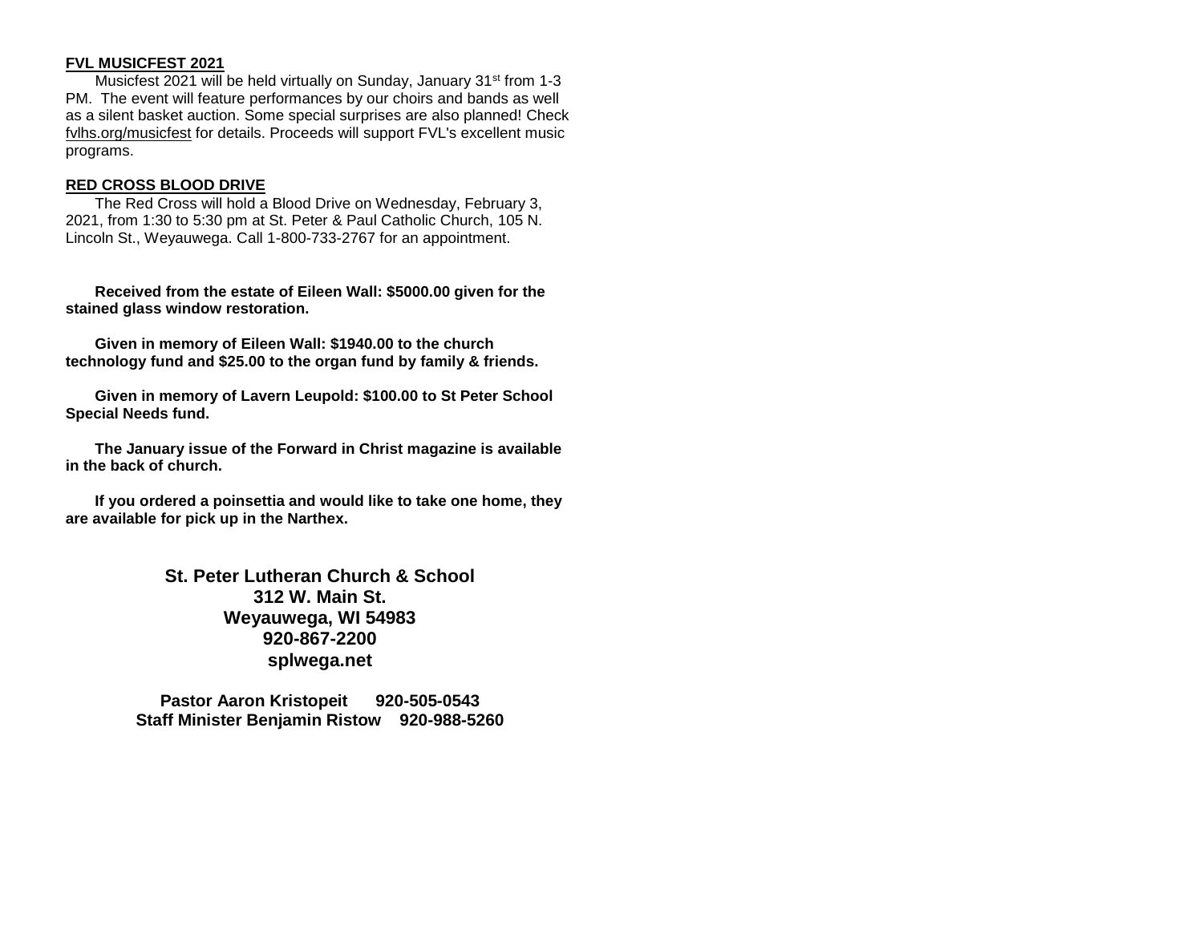**FVL MUSICFEST 2021**

Musicfest 2021 will be held virtually on Sunday, January 31st from 1-3 PM. The event will feature performances by our choirs and bands as well as a silent basket auction. Some special surprises are also planned! Check fvlhs.org/musicfest for details. Proceeds will support FVL's excellent music programs.

**RED CROSS BLOOD DRIVE**

The Red Cross will hold a Blood Drive on Wednesday, February 3, 2021, from 1:30 to 5:30 pm at St. Peter & Paul Catholic Church, 105 N. Lincoln St., Weyauwega. Call 1-800-733-2767 for an appointment.

**Received from the estate of Eileen Wall: $5000.00 given for the stained glass window restoration.**

**Given in memory of Eileen Wall: $1940.00 to the church technology fund and $25.00 to the organ fund by family & friends.**

**Given in memory of Lavern Leupold: $100.00 to St Peter School Special Needs fund.**

**The January issue of the Forward in Christ magazine is available in the back of church.**

**If you ordered a poinsettia and would like to take one home, they are available for pick up in the Narthex.**

**St. Peter Lutheran Church & School**
**312 W. Main St.**
**Weyauwega, WI 54983**
**920-867-2200**
**splwega.net**

**Pastor Aaron Kristopeit 920-505-0543**
**Staff Minister Benjamin Ristow 920-988-5260**